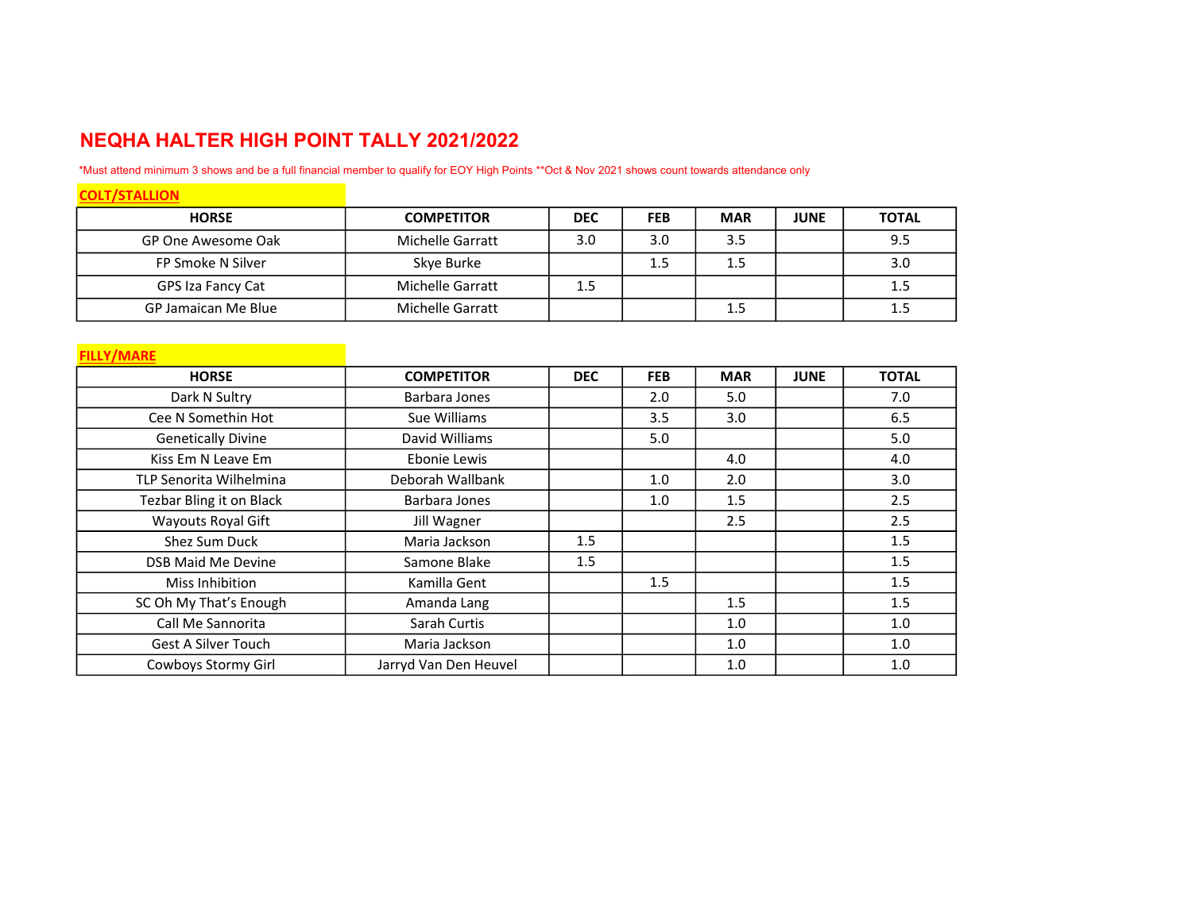# NEQHA HALTER HIGH POINT TALLY 2021/2022

*Must attend minimum 3 shows and be a full financial member to qualify for EOY High Points **Oct & Nov 2021 shows count towards attendance only

## COLT/STALLION

| HORSE | COMPETITOR | DEC | FEB | MAR | JUNE | TOTAL |
|---|---|---|---|---|---|---|
| GP One Awesome Oak | Michelle Garratt | 3.0 | 3.0 | 3.5 | | 9.5 |
| FP Smoke N Silver | Skye Burke | | 1.5 | 1.5 | | 3.0 |
| GPS Iza Fancy Cat | Michelle Garratt | 1.5 | | | | 1.5 |
| GP Jamaican Me Blue | Michelle Garratt | | | 1.5 | | 1.5 |

## FILLY/MARE

| HORSE | COMPETITOR | DEC | FEB | MAR | JUNE | TOTAL |
|---|---|---|---|---|---|---|
| Dark N Sultry | Barbara Jones | | 2.0 | 5.0 | | 7.0 |
| Cee N Somethin Hot | Sue Williams | | 3.5 | 3.0 | | 6.5 |
| Genetically Divine | David Williams | | 5.0 | | | 5.0 |
| Kiss Em N Leave Em | Ebonie Lewis | | | 4.0 | | 4.0 |
| TLP Senorita Wilhelmina | Deborah Wallbank | | 1.0 | 2.0 | | 3.0 |
| Tezbar Bling it on Black | Barbara Jones | | 1.0 | 1.5 | | 2.5 |
| Wayouts Royal Gift | Jill Wagner | | | 2.5 | | 2.5 |
| Shez Sum Duck | Maria Jackson | 1.5 | | | | 1.5 |
| DSB Maid Me Devine | Samone Blake | 1.5 | | | | 1.5 |
| Miss Inhibition | Kamilla Gent | | 1.5 | | | 1.5 |
| SC Oh My That's Enough | Amanda Lang | | | 1.5 | | 1.5 |
| Call Me Sannorita | Sarah Curtis | | | 1.0 | | 1.0 |
| Gest A Silver Touch | Maria Jackson | | | 1.0 | | 1.0 |
| Cowboys Stormy Girl | Jarryd Van Den Heuvel | | | 1.0 | | 1.0 |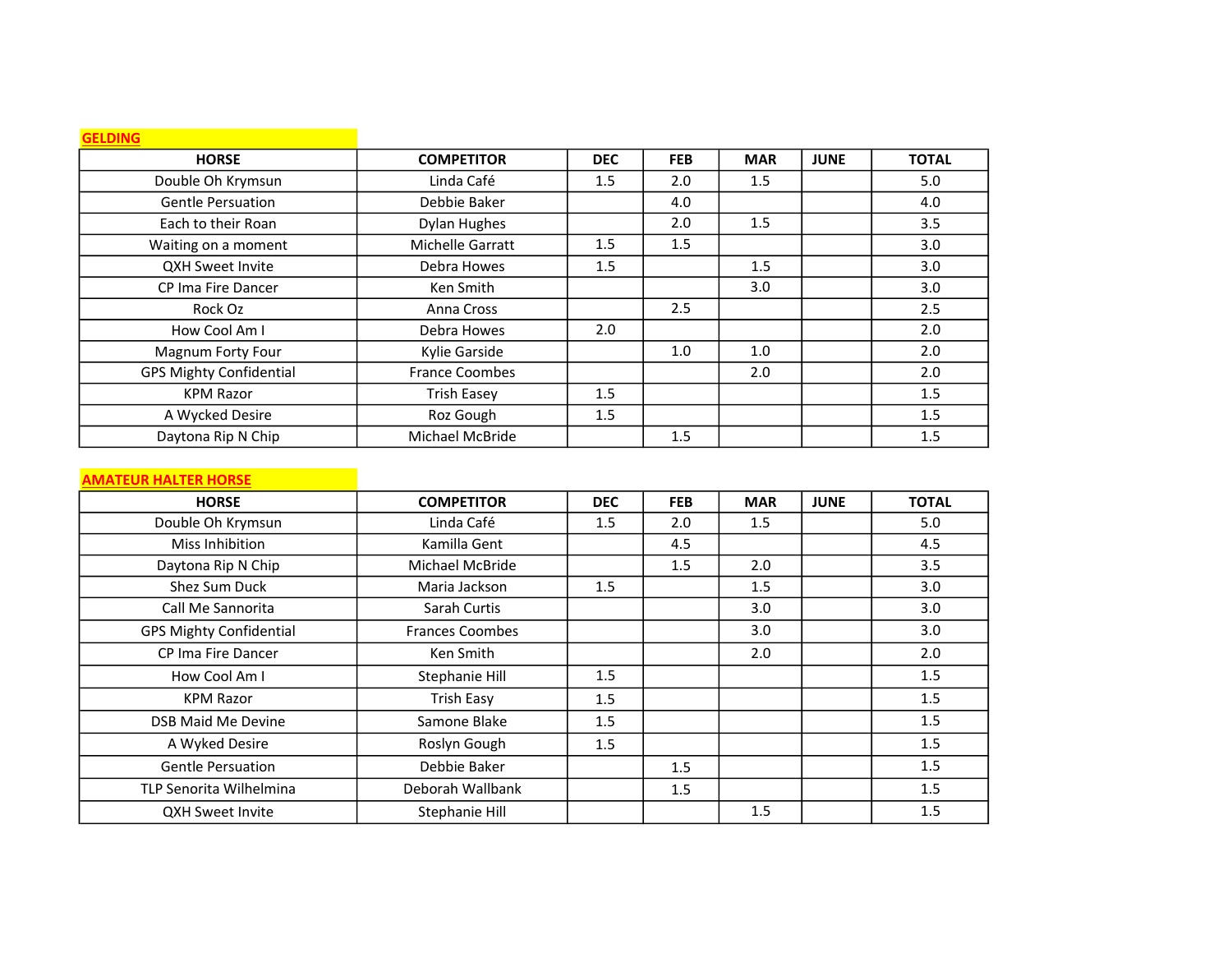## GELDING

| HORSE | COMPETITOR | DEC | FEB | MAR | JUNE | TOTAL |
|---|---|---|---|---|---|---|
| Double Oh Krymsun | Linda Café | 1.5 | 2.0 | 1.5 | | 5.0 |
| Gentle Persuation | Debbie Baker | | 4.0 | | | 4.0 |
| Each to their Roan | Dylan Hughes | | 2.0 | 1.5 | | 3.5 |
| Waiting on a moment | Michelle Garratt | 1.5 | 1.5 | | | 3.0 |
| QXH Sweet Invite | Debra Howes | 1.5 | | 1.5 | | 3.0 |
| CP Ima Fire Dancer | Ken Smith | | | 3.0 | | 3.0 |
| Rock Oz | Anna Cross | | 2.5 | | | 2.5 |
| How Cool Am I | Debra Howes | 2.0 | | | | 2.0 |
| Magnum Forty Four | Kylie Garside | | 1.0 | 1.0 | | 2.0 |
| GPS Mighty Confidential | France Coombes | | | 2.0 | | 2.0 |
| KPM Razor | Trish Easey | 1.5 | | | | 1.5 |
| A Wycked Desire | Roz Gough | 1.5 | | | | 1.5 |
| Daytona Rip N Chip | Michael McBride | | 1.5 | | | 1.5 |

## AMATEUR HALTER HORSE

| HORSE | COMPETITOR | DEC | FEB | MAR | JUNE | TOTAL |
|---|---|---|---|---|---|---|
| Double Oh Krymsun | Linda Café | 1.5 | 2.0 | 1.5 | | 5.0 |
| Miss Inhibition | Kamilla Gent | | 4.5 | | | 4.5 |
| Daytona Rip N Chip | Michael McBride | | 1.5 | 2.0 | | 3.5 |
| Shez Sum Duck | Maria Jackson | 1.5 | | 1.5 | | 3.0 |
| Call Me Sannorita | Sarah Curtis | | | 3.0 | | 3.0 |
| GPS Mighty Confidential | Frances Coombes | | | 3.0 | | 3.0 |
| CP Ima Fire Dancer | Ken Smith | | | 2.0 | | 2.0 |
| How Cool Am I | Stephanie Hill | 1.5 | | | | 1.5 |
| KPM Razor | Trish Easy | 1.5 | | | | 1.5 |
| DSB Maid Me Devine | Samone Blake | 1.5 | | | | 1.5 |
| A Wyked Desire | Roslyn Gough | 1.5 | | | | 1.5 |
| Gentle Persuation | Debbie Baker | | 1.5 | | | 1.5 |
| TLP Senorita Wilhelmina | Deborah Wallbank | | 1.5 | | | 1.5 |
| QXH Sweet Invite | Stephanie Hill | | | 1.5 | | 1.5 |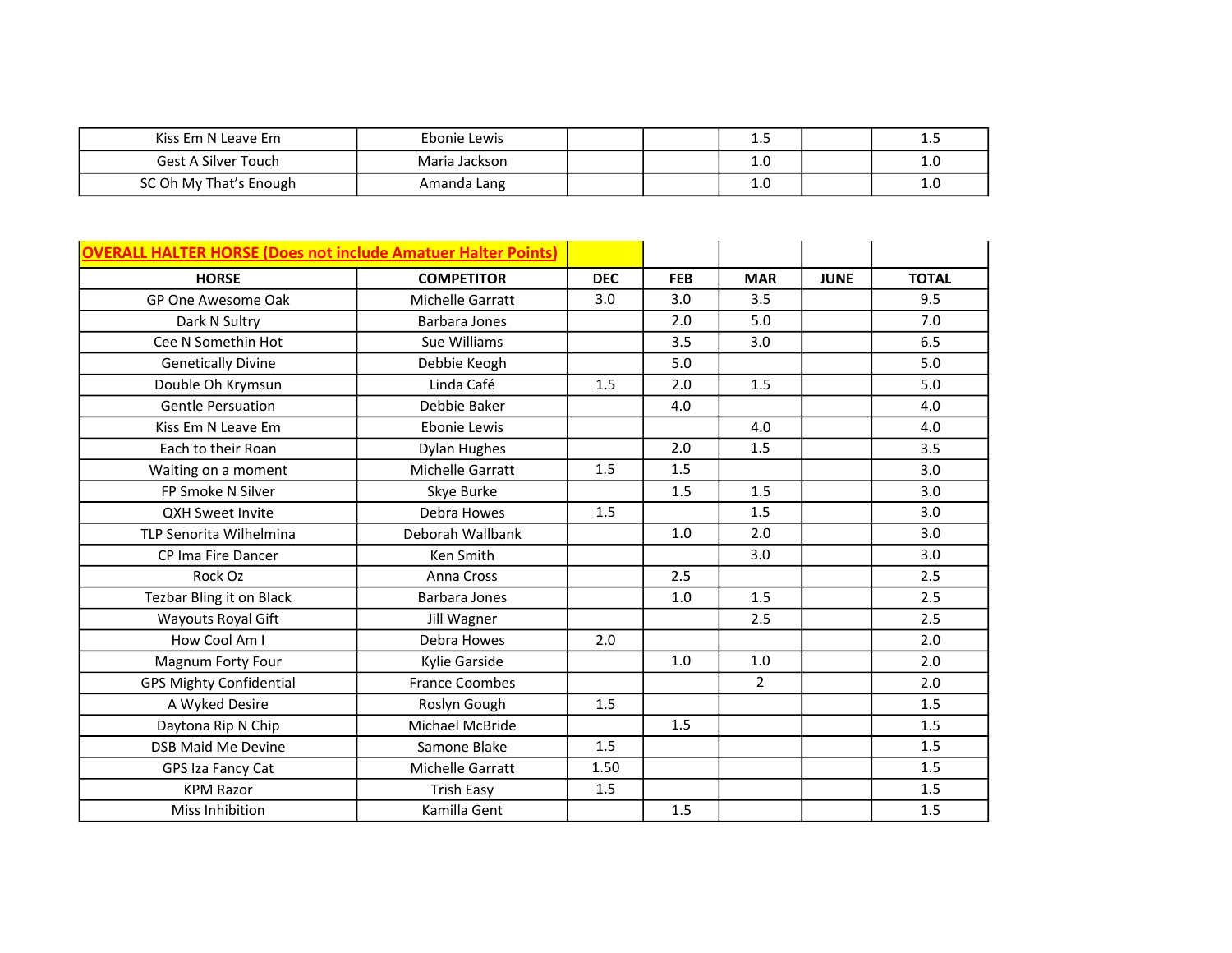| | | | | | | |
|---|---|---|---|---|---|---|
| Kiss Em N Leave Em | Ebonie Lewis | | | 1.5 | | 1.5 |
| Gest A Silver Touch | Maria Jackson | | | 1.0 | | 1.0 |
| SC Oh My That's Enough | Amanda Lang | | | 1.0 | | 1.0 |

**OVERALL HALTER HORSE (Does not include Amatuer Halter Points)**

| HORSE | COMPETITOR | DEC | FEB | MAR | JUNE | TOTAL |
|---|---|---|---|---|---|---|
| GP One Awesome Oak | Michelle Garratt | 3.0 | 3.0 | 3.5 | | 9.5 |
| Dark N Sultry | Barbara Jones | | 2.0 | 5.0 | | 7.0 |
| Cee N Somethin Hot | Sue Williams | | 3.5 | 3.0 | | 6.5 |
| Genetically Divine | Debbie Keogh | | 5.0 | | | 5.0 |
| Double Oh Krymsun | Linda Café | 1.5 | 2.0 | 1.5 | | 5.0 |
| Gentle Persuation | Debbie Baker | | 4.0 | | | 4.0 |
| Kiss Em N Leave Em | Ebonie Lewis | | | 4.0 | | 4.0 |
| Each to their Roan | Dylan Hughes | | 2.0 | 1.5 | | 3.5 |
| Waiting on a moment | Michelle Garratt | 1.5 | 1.5 | | | 3.0 |
| FP Smoke N Silver | Skye Burke | | 1.5 | 1.5 | | 3.0 |
| QXH Sweet Invite | Debra Howes | 1.5 | | 1.5 | | 3.0 |
| TLP Senorita Wilhelmina | Deborah Wallbank | | 1.0 | 2.0 | | 3.0 |
| CP Ima Fire Dancer | Ken Smith | | | 3.0 | | 3.0 |
| Rock Oz | Anna Cross | | 2.5 | | | 2.5 |
| Tezbar Bling it on Black | Barbara Jones | | 1.0 | 1.5 | | 2.5 |
| Wayouts Royal Gift | Jill Wagner | | | 2.5 | | 2.5 |
| How Cool Am I | Debra Howes | 2.0 | | | | 2.0 |
| Magnum Forty Four | Kylie Garside | | 1.0 | 1.0 | | 2.0 |
| GPS Mighty Confidential | France Coombes | | | 2 | | 2.0 |
| A Wyked Desire | Roslyn Gough | 1.5 | | | | 1.5 |
| Daytona Rip N Chip | Michael McBride | | 1.5 | | | 1.5 |
| DSB Maid Me Devine | Samone Blake | 1.5 | | | | 1.5 |
| GPS Iza Fancy Cat | Michelle Garratt | 1.50 | | | | 1.5 |
| KPM Razor | Trish Easy | 1.5 | | | | 1.5 |
| Miss Inhibition | Kamilla Gent | | 1.5 | | | 1.5 |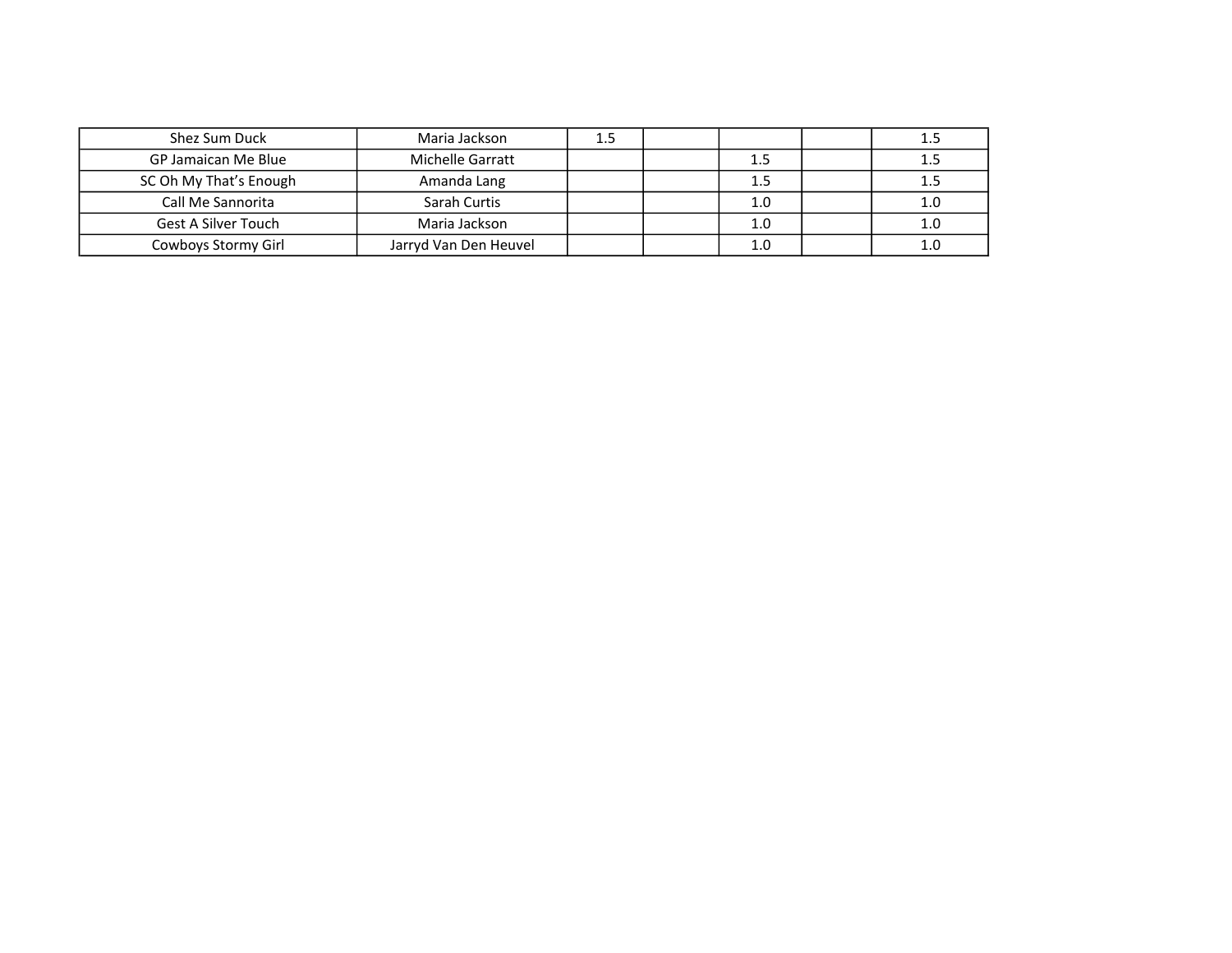| | | | | | | |
|---|---|---|---|---|---|---|
| Shez Sum Duck | Maria Jackson | 1.5 | | | | 1.5 |
| GP Jamaican Me Blue | Michelle Garratt | | | 1.5 | | 1.5 |
| SC Oh My That's Enough | Amanda Lang | | | 1.5 | | 1.5 |
| Call Me Sannorita | Sarah Curtis | | | 1.0 | | 1.0 |
| Gest A Silver Touch | Maria Jackson | | | 1.0 | | 1.0 |
| Cowboys Stormy Girl | Jarryd Van Den Heuvel | | | 1.0 | | 1.0 |